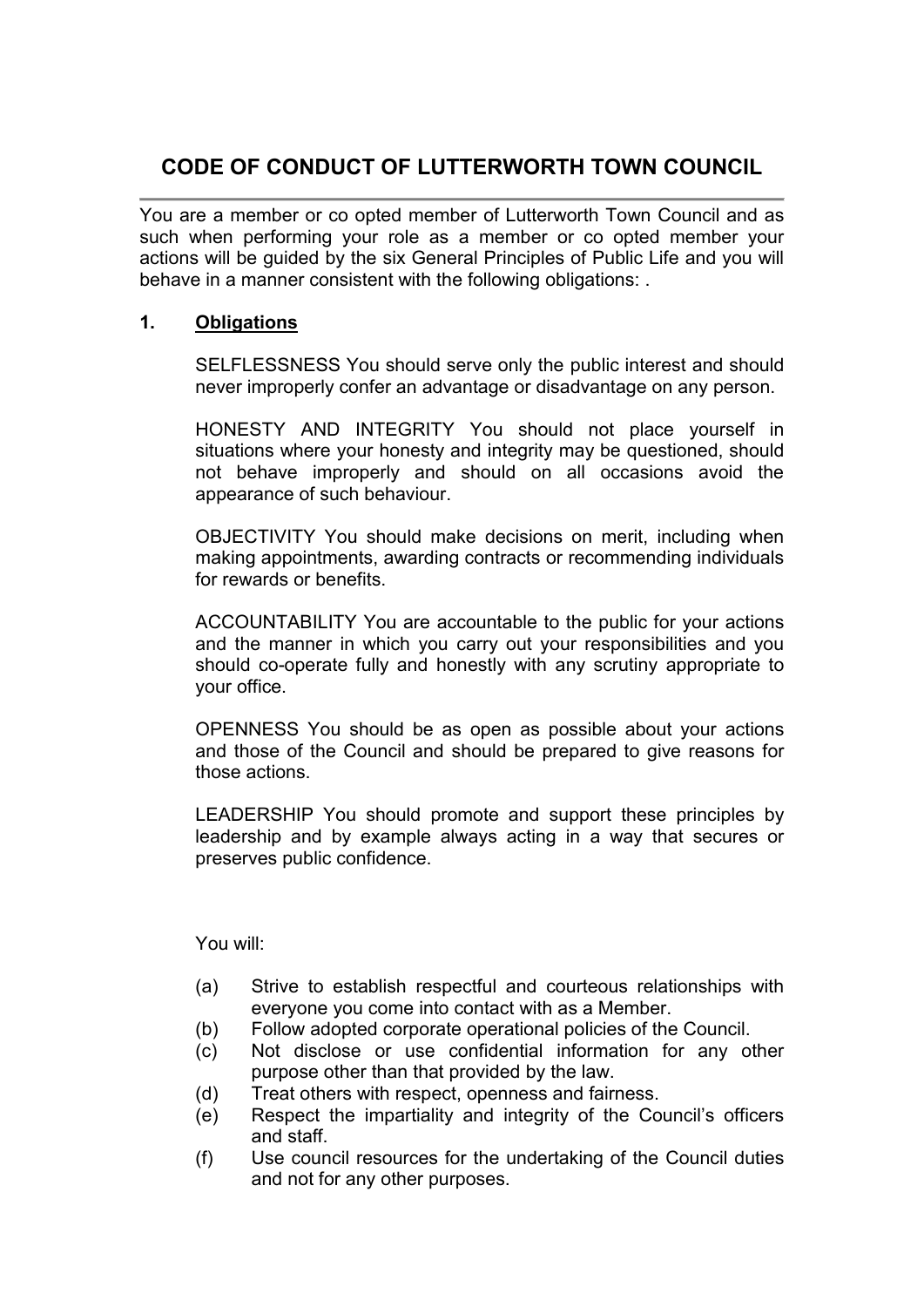# CODE OF CONDUCT OF LUTTERWORTH TOWN COUNCIL

You are a member or co opted member of Lutterworth Town Council and as such when performing your role as a member or co opted member your actions will be guided by the six General Principles of Public Life and you will behave in a manner consistent with the following obligations: .

## 1. <u>Obligations</u>

SELFLESSNESS You should serve only the public interest and should never improperly confer an advantage or disadvantage on any person.

HONESTY AND INTEGRITY You should not place yourself in situations where your honesty and integrity may be questioned, should not behave improperly and should on all occasions avoid the appearance of such behaviour.

OBJECTIVITY You should make decisions on merit, including when making appointments, awarding contracts or recommending individuals for rewards or benefits.

ACCOUNTABILITY You are accountable to the public for your actions and the manner in which you carry out your responsibilities and you should co-operate fully and honestly with any scrutiny appropriate to your office.

OPENNESS You should be as open as possible about your actions and those of the Council and should be prepared to give reasons for those actions.

LEADERSHIP You should promote and support these principles by leadership and by example always acting in a way that secures or preserves public confidence.

You will:

(a) Strive to establish respectful and courteous relationships with everyone you come into contact with as a Member.

(b) Follow adopted corporate operational policies of the Council.

(c) Not disclose or use confidential information for any other purpose other than that provided by the law.

(d) Treat others with respect, openness and fairness.

(e) Respect the impartiality and integrity of the Council's officers and staff.

(f) Use council resources for the undertaking of the Council duties and not for any other purposes.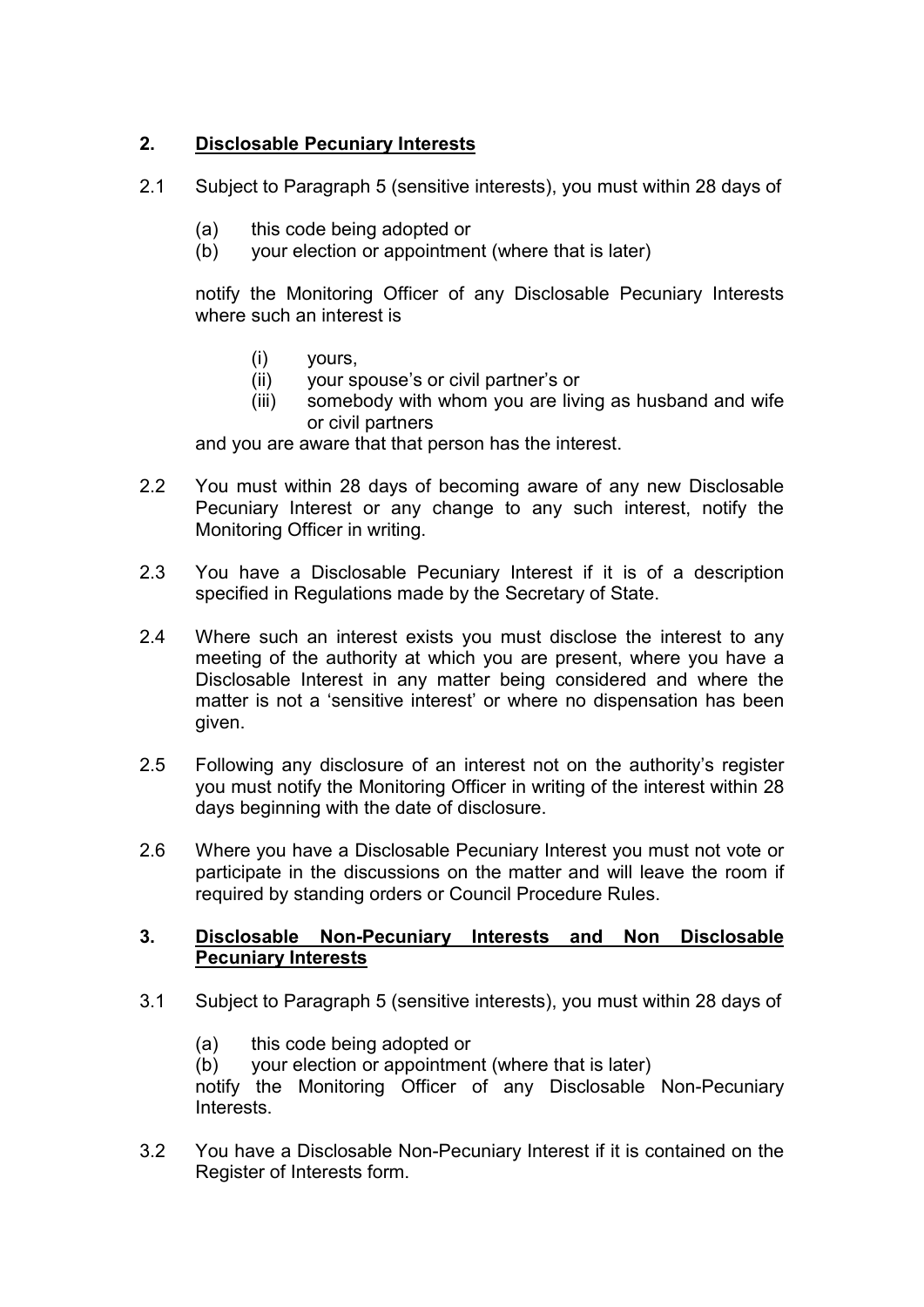## 2. Disclosable Pecuniary Interests

2.1 Subject to Paragraph 5 (sensitive interests), you must within 28 days of

(a) this code being adopted or
(b) your election or appointment (where that is later)

notify the Monitoring Officer of any Disclosable Pecuniary Interests where such an interest is

(i) yours,
(ii) your spouse's or civil partner's or
(iii) somebody with whom you are living as husband and wife or civil partners

and you are aware that that person has the interest.

2.2 You must within 28 days of becoming aware of any new Disclosable Pecuniary Interest or any change to any such interest, notify the Monitoring Officer in writing.

2.3 You have a Disclosable Pecuniary Interest if it is of a description specified in Regulations made by the Secretary of State.

2.4 Where such an interest exists you must disclose the interest to any meeting of the authority at which you are present, where you have a Disclosable Interest in any matter being considered and where the matter is not a 'sensitive interest' or where no dispensation has been given.

2.5 Following any disclosure of an interest not on the authority's register you must notify the Monitoring Officer in writing of the interest within 28 days beginning with the date of disclosure.

2.6 Where you have a Disclosable Pecuniary Interest you must not vote or participate in the discussions on the matter and will leave the room if required by standing orders or Council Procedure Rules.

## 3. Disclosable Non-Pecuniary Interests and Non Disclosable Pecuniary Interests

3.1 Subject to Paragraph 5 (sensitive interests), you must within 28 days of

(a) this code being adopted or
(b) your election or appointment (where that is later)

notify the Monitoring Officer of any Disclosable Non-Pecuniary Interests.

3.2 You have a Disclosable Non-Pecuniary Interest if it is contained on the Register of Interests form.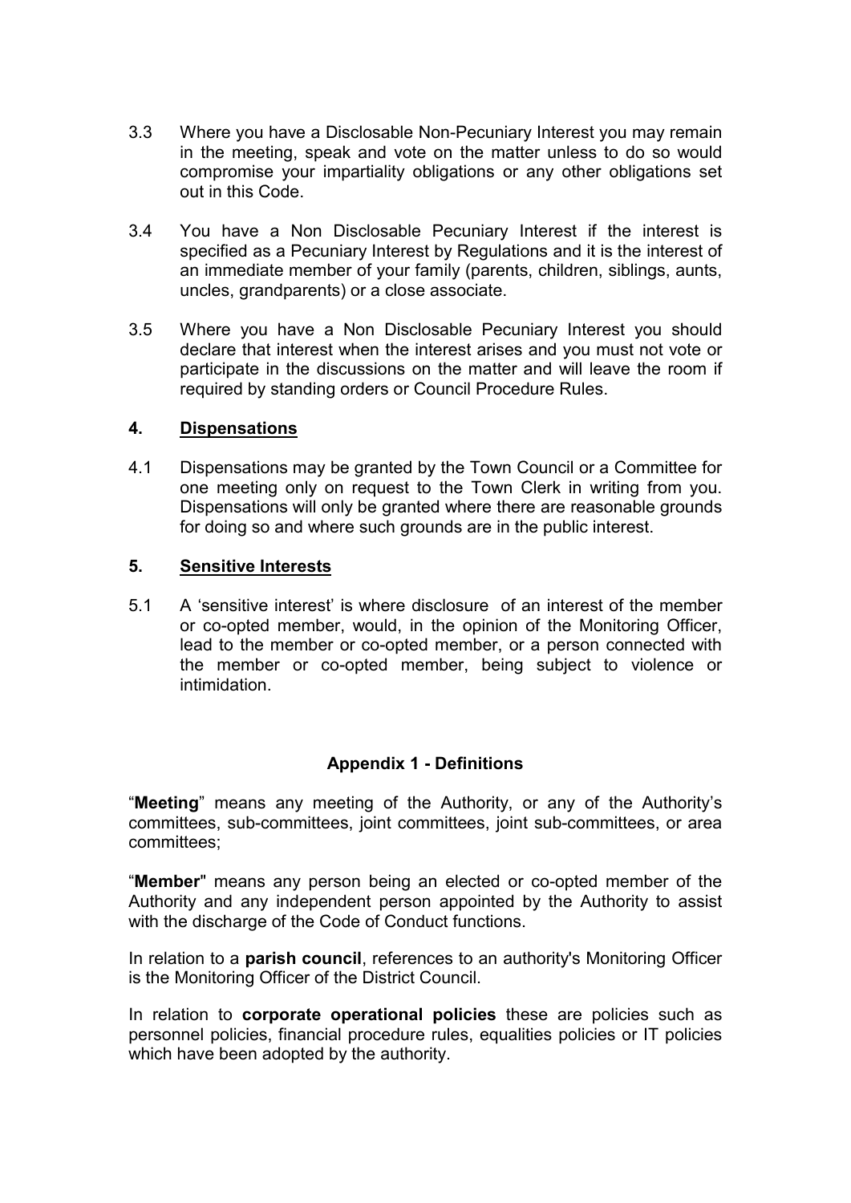3.3 Where you have a Disclosable Non-Pecuniary Interest you may remain in the meeting, speak and vote on the matter unless to do so would compromise your impartiality obligations or any other obligations set out in this Code.

3.4 You have a Non Disclosable Pecuniary Interest if the interest is specified as a Pecuniary Interest by Regulations and it is the interest of an immediate member of your family (parents, children, siblings, aunts, uncles, grandparents) or a close associate.

3.5 Where you have a Non Disclosable Pecuniary Interest you should declare that interest when the interest arises and you must not vote or participate in the discussions on the matter and will leave the room if required by standing orders or Council Procedure Rules.

## 4. Dispensations

4.1 Dispensations may be granted by the Town Council or a Committee for one meeting only on request to the Town Clerk in writing from you. Dispensations will only be granted where there are reasonable grounds for doing so and where such grounds are in the public interest.

## 5. Sensitive Interests

5.1 A 'sensitive interest' is where disclosure of an interest of the member or co-opted member, would, in the opinion of the Monitoring Officer, lead to the member or co-opted member, or a person connected with the member or co-opted member, being subject to violence or intimidation.

## Appendix 1 - Definitions

"**Meeting**" means any meeting of the Authority, or any of the Authority's committees, sub-committees, joint committees, joint sub-committees, or area committees;

"**Member**" means any person being an elected or co-opted member of the Authority and any independent person appointed by the Authority to assist with the discharge of the Code of Conduct functions.

In relation to a **parish council**, references to an authority's Monitoring Officer is the Monitoring Officer of the District Council.

In relation to **corporate operational policies** these are policies such as personnel policies, financial procedure rules, equalities policies or IT policies which have been adopted by the authority.